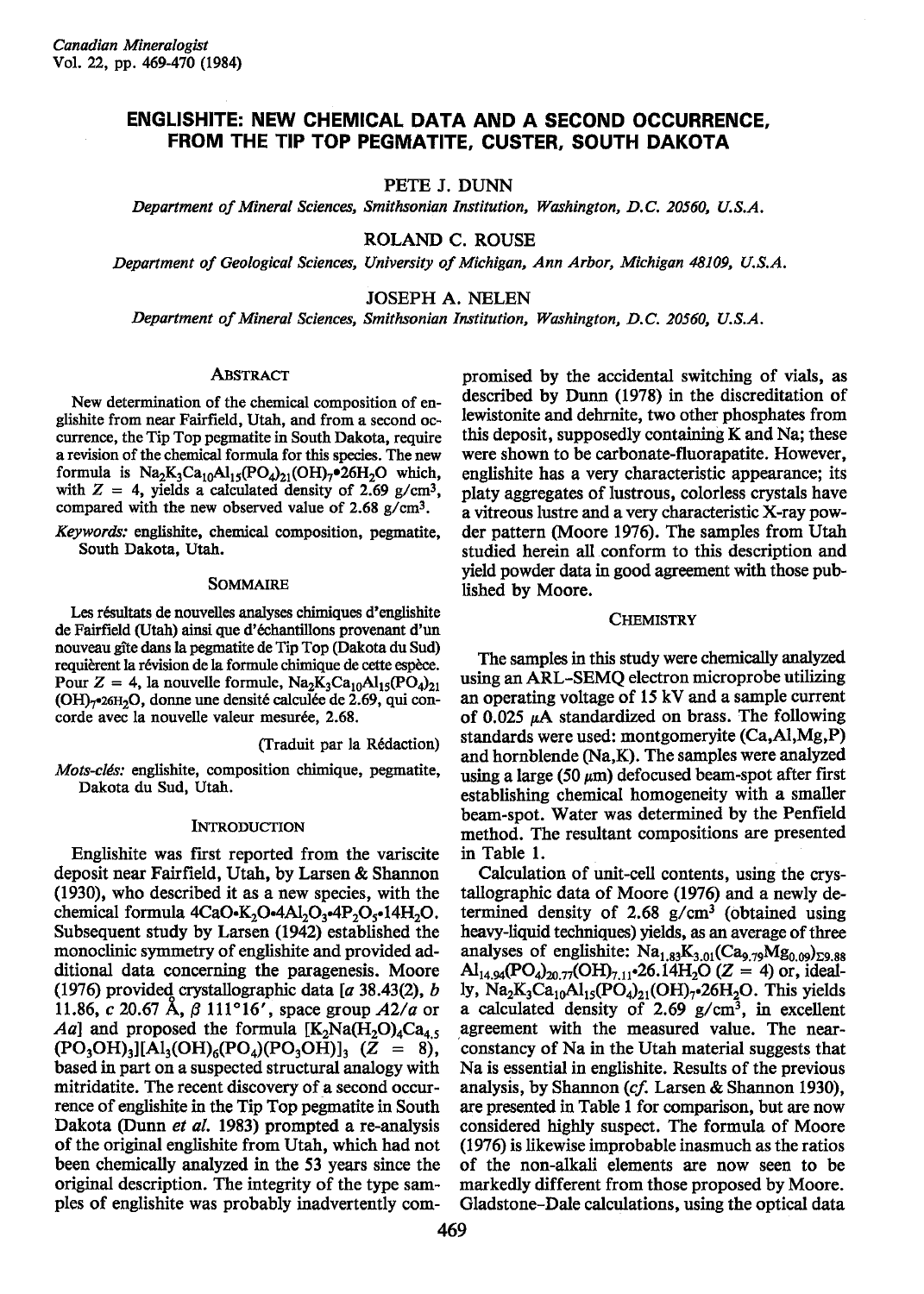# ENGLISHITE: NEW CHEMICAL DATA AND A SECOND OCCURRENCE, FROM THE TIP TOP PEGMATITE, CUSTER, SOUTH DAKOTA

PETE J. DUNN

*Department of Mineral Sciences, Smithsonian Institution, Washington, D.C. 20560, U.S.A.*

ROLAND C. ROUSE

*Department of Geological Sciences, University of Michigan, Ann Arbor, Michigan 48109, U.S.A.*

JOSEPH A. NELEN

*Department of Mineral Sciences, Smithsonian Institution, Washington, D.C. 20560, U.S.A.*

## Abstract

New determination of the chemical composition of englishite from near Fairfield, Utah, and from a second occurrence, the Tip Top pegmatite in South Dakota, require a revision of the chemical formula for this species. The new formula is $Na_2K_3Ca_{10}Al_{15}(PO_4)_{21}(OH)_7 \cdot 26H_2O$ which, with $Z = 4$, yields a calculated density of 2.69 g/cm$^3$, compared with the new observed value of 2.68 g/cm$^3$.

*Keywords:* englishite, chemical composition, pegmatite, South Dakota, Utah.

## Sommaire

Les résultats de nouvelles analyses chimiques d'englishite de Fairfield (Utah) ainsi que d'échantillons provenant d'un nouveau gîte dans la pegmatite de Tip Top (Dakota du Sud) requièrent la révision de la formule chimique de cette espèce. Pour $Z = 4$, la nouvelle formule, $Na_2K_3Ca_{10}Al_{15}(PO_4)_{21}(OH)_7 \cdot 26H_2O$, donne une densité calculée de 2.69, qui concorde avec la nouvelle valeur mesurée, 2.68.

(Traduit par la Rédaction)

*Mots-clés:* englishite, composition chimique, pegmatite, Dakota du Sud, Utah.

## Introduction

Englishite was first reported from the variscite deposit near Fairfield, Utah, by Larsen & Shannon (1930), who described it as a new species, with the chemical formula $4CaO \cdot K_2O \cdot 4Al_2O_3 \cdot 4P_2O_5 \cdot 14H_2O$. Subsequent study by Larsen (1942) established the monoclinic symmetry of englishite and provided additional data concerning the paragenesis. Moore (1976) provided crystallographic data [*a* 38.43(2), *b* 11.86, *c* 20.67 Å, $\beta$ 111°16′, space group *A*2/*a* or *Aa*] and proposed the formula $[K_2Na(H_2O)_4Ca_{4.5}(PO_3OH)_3][Al_3(OH)_6(PO_4)(PO_3OH)]_3$ ($Z = 8$), based in part on a suspected structural analogy with mitridatite. The recent discovery of a second occurrence of englishite in the Tip Top pegmatite in South Dakota (Dunn *et al.* 1983) prompted a re-analysis of the original englishite from Utah, which had not been chemically analyzed in the 53 years since the original description. The integrity of the type samples of englishite was probably inadvertently compromised by the accidental switching of vials, as described by Dunn (1978) in the discreditation of lewistonite and dehrnite, two other phosphates from this deposit, supposedly containing K and Na; these were shown to be carbonate-fluorapatite. However, englishite has a very characteristic appearance; its platy aggregates of lustrous, colorless crystals have a vitreous lustre and a very characteristic X-ray powder pattern (Moore 1976). The samples from Utah studied herein all conform to this description and yield powder data in good agreement with those published by Moore.

## Chemistry

The samples in this study were chemically analyzed using an ARL–SEMQ electron microprobe utilizing an operating voltage of 15 kV and a sample current of 0.025 $\mu$A standardized on brass. The following standards were used: montgomeryite (Ca,Al,Mg,P) and hornblende (Na,K). The samples were analyzed using a large (50 $\mu$m) defocused beam-spot after first establishing chemical homogeneity with a smaller beam-spot. Water was determined by the Penfield method. The resultant compositions are presented in Table 1.

Calculation of unit-cell contents, using the crystallographic data of Moore (1976) and a newly determined density of 2.68 g/cm$^3$ (obtained using heavy-liquid techniques) yields, as an average of three analyses of englishite: $Na_{1.83}K_{3.01}(Ca_{9.79}Mg_{0.09})_{\Sigma 9.88}Al_{14.94}(PO_4)_{20.77}(OH)_{7.11} \cdot 26.14H_2O$ ($Z = 4$) or, ideally, $Na_2K_3Ca_{10}Al_{15}(PO_4)_{21}(OH)_7 \cdot 26H_2O$. This yields a calculated density of 2.69 g/cm$^3$, in excellent agreement with the measured value. The near-constancy of Na in the Utah material suggests that Na is essential in englishite. Results of the previous analysis, by Shannon (*cf.* Larsen & Shannon 1930), are presented in Table 1 for comparison, but are now considered highly suspect. The formula of Moore (1976) is likewise improbable inasmuch as the ratios of the non-alkali elements are now seen to be markedly different from those proposed by Moore. Gladstone–Dale calculations, using the optical data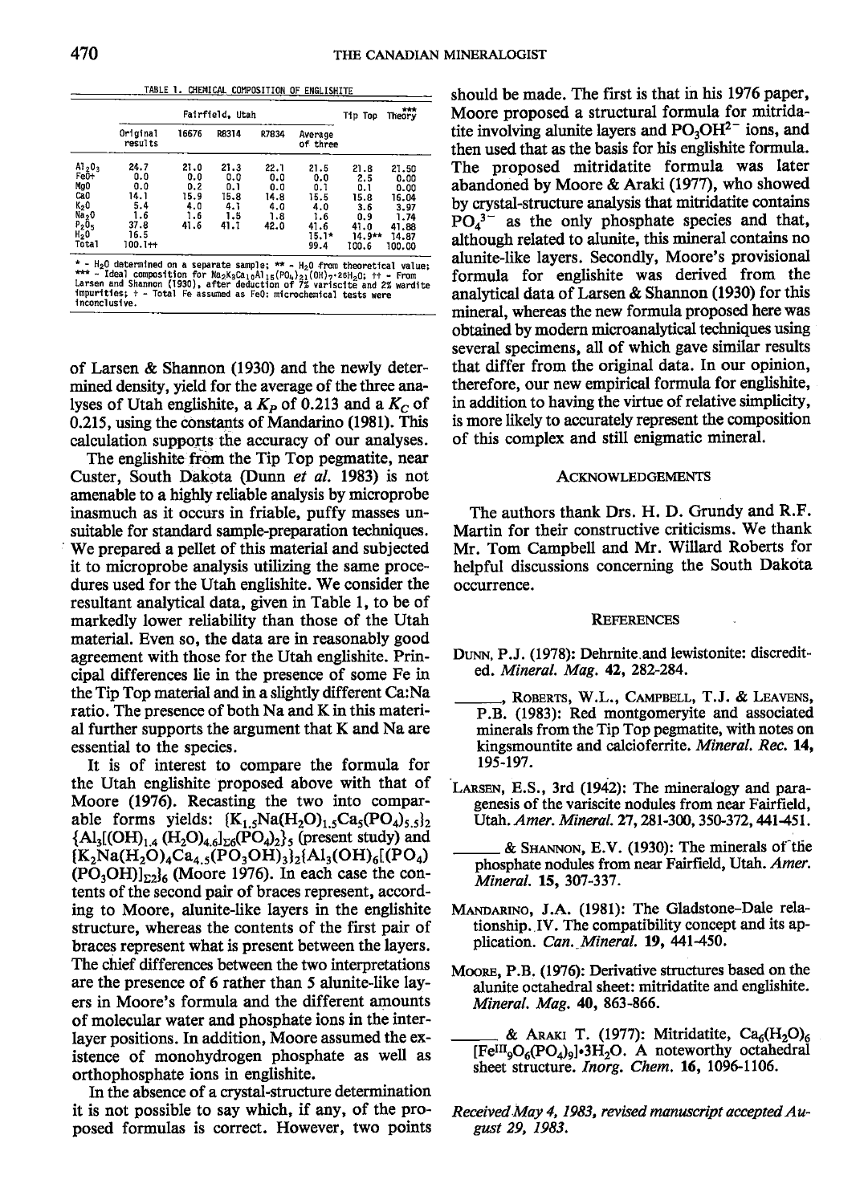TABLE 1. CHEMICAL COMPOSITION OF ENGLISHITE

| | Fairfield, Utah | | | | | Tip Top | Theory*** |
|---|---|---|---|---|---|---|---|
| | Original results | 16676 | R8314 | R7834 | Average of three | | |
| $Al_2O_3$ | 24.7 | 21.0 | 21.3 | 22.1 | 21.5 | 21.8 | 21.50 |
| FeO† | 0.0 | 0.0 | 0.0 | 0.0 | 0.0 | 2.5 | 0.00 |
| MgO | 0.0 | 0.2 | 0.1 | 0.0 | 0.1 | 0.1 | 0.00 |
| CaO | 14.1 | 15.9 | 15.8 | 14.8 | 15.5 | 15.8 | 16.04 |
| $K_2O$ | 5.4 | 4.0 | 4.1 | 4.0 | 4.0 | 3.6 | 3.97 |
| $Na_2O$ | 1.6 | 1.6 | 1.5 | 1.8 | 1.6 | 0.9 | 1.74 |
| $P_2O_5$ | 37.8 | 41.6 | 41.1 | 42.0 | 41.6 | 41.0 | 41.88 |
| $H_2O$ | 16.5 | | | | 15.1* | 14.9** | 14.87 |
| Total | 100.1†† | | | | 99.4 | 100.6 | 100.00 |

\* - $H_2O$ determined on a separate sample; ** - $H_2O$ from theoretical value; *** - Ideal composition for $Na_2K_3Ca_{10}Al_{15}(PO_4)_{21}(OH)_7 \cdot 26H_2O$; †† - From Larsen and Shannon (1930), after deduction of 7% variscite and 2% wardite impurities; † - Total Fe assumed as FeO: microchemical tests were inconclusive.

of Larsen & Shannon (1930) and the newly determined density, yield for the average of the three analyses of Utah englishite, a $K_P$ of 0.213 and a $K_C$ of 0.215, using the constants of Mandarino (1981). This calculation supports the accuracy of our analyses.

The englishite from the Tip Top pegmatite, near Custer, South Dakota (Dunn *et al.* 1983) is not amenable to a highly reliable analysis by microprobe inasmuch as it occurs in friable, puffy masses unsuitable for standard sample-preparation techniques. We prepared a pellet of this material and subjected it to microprobe analysis utilizing the same procedures used for the Utah englishite. We consider the resultant analytical data, given in Table 1, to be of markedly lower reliability than those of the Utah material. Even so, the data are in reasonably good agreement with those for the Utah englishite. Principal differences lie in the presence of some Fe in the Tip Top material and in a slightly different Ca:Na ratio. The presence of both Na and K in this material further supports the argument that K and Na are essential to the species.

It is of interest to compare the formula for the Utah englishite proposed above with that of Moore (1976). Recasting the two into comparable forms yields: $\{K_{1.5}Na(H_2O)_{1.5}Ca_5(PO_4)_{5.5}\}_2\{Al_3[(OH)_{1.4}(H_2O)_{4.6}]_{\Sigma 6}(PO_4)_2\}_5$ (present study) and $\{K_2Na(H_2O)_4Ca_{4.5}(PO_3OH)_3\}_2\{Al_3(OH)_6[(PO_4)(PO_3OH)]_{\Sigma 2}\}_6$ (Moore 1976). In each case the contents of the second pair of braces represent, according to Moore, alunite-like layers in the englishite structure, whereas the contents of the first pair of braces represent what is present between the layers. The chief differences between the two interpretations are the presence of 6 rather than 5 alunite-like layers in Moore's formula and the different amounts of molecular water and phosphate ions in the interlayer positions. In addition, Moore assumed the existence of monohydrogen phosphate as well as orthophosphate ions in englishite.

In the absence of a crystal-structure determination it is not possible to say which, if any, of the proposed formulas is correct. However, two points should be made. The first is that in his 1976 paper, Moore proposed a structural formula for mitridatite involving alunite layers and $PO_3OH^{2-}$ ions, and then used that as the basis for his englishite formula. The proposed mitridatite formula was later abandoned by Moore & Araki (1977), who showed by crystal-structure analysis that mitridatite contains $PO_4^{3-}$ as the only phosphate species and that, although related to alunite, this mineral contains no alunite-like layers. Secondly, Moore's provisional formula for englishite was derived from the analytical data of Larsen & Shannon (1930) for this mineral, whereas the new formula proposed here was obtained by modern microanalytical techniques using several specimens, all of which gave similar results that differ from the original data. In our opinion, therefore, our new empirical formula for englishite, in addition to having the virtue of relative simplicity, is more likely to accurately represent the composition of this complex and still enigmatic mineral.

## ACKNOWLEDGEMENTS

The authors thank Drs. H. D. Grundy and R.F. Martin for their constructive criticisms. We thank Mr. Tom Campbell and Mr. Willard Roberts for helpful discussions concerning the South Dakota occurrence.

## REFERENCES

DUNN, P.J. (1978): Dehrnite and lewistonite: discredited. *Mineral. Mag.* **42**, 282-284.

______, ROBERTS, W.L., CAMPBELL, T.J. & LEAVENS, P.B. (1983): Red montgomeryite and associated minerals from the Tip Top pegmatite, with notes on kingsmountite and calcioferrite. *Mineral. Rec.* **14**, 195-197.

LARSEN, E.S., 3rd (1942): The mineralogy and paragenesis of the variscite nodules from near Fairfield, Utah. *Amer. Mineral.* **27**, 281-300, 350-372, 441-451.

______ & SHANNON, E.V. (1930): The minerals of the phosphate nodules from near Fairfield, Utah. *Amer. Mineral.* **15**, 307-337.

MANDARINO, J.A. (1981): The Gladstone–Dale relationship. IV. The compatibility concept and its application. *Can. Mineral.* **19**, 441-450.

MOORE, P.B. (1976): Derivative structures based on the alunite octahedral sheet: mitridatite and englishite. *Mineral. Mag.* **40**, 863-866.

______ & ARAKI T. (1977): Mitridatite, $Ca_6(H_2O)_6[Fe^{III}_9O_6(PO_4)_9] \cdot 3H_2O$. A noteworthy octahedral sheet structure. *Inorg. Chem.* **16**, 1096-1106.

*Received May 4, 1983, revised manuscript accepted August 29, 1983.*